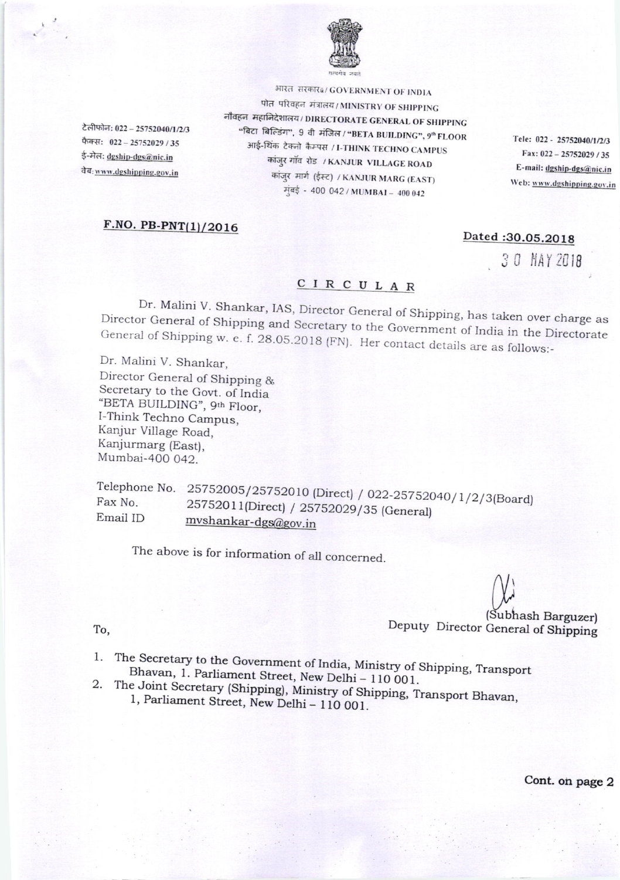सत्यमेव जयते

भारत सरकार / GOVERNMENT OF INDIA
पोत परिवहन मंत्रालय / MINISTRY OF SHIPPING
नौवहन महानिदेशालय / DIRECTORATE GENERAL OF SHIPPING
"बिटा बिल्डिंग", 9 वी मंजिल / "BETA BUILDING", 9th FLOOR
आई-थिंक टेक्नो कैम्पस / I-THINK TECHNO CAMPUS
कांजुर गाँव रोड / KANJUR VILLAGE ROAD
कांजुर मार्ग (ईस्ट) / KANJUR MARG (EAST)
मुंबई - 400 042 / MUMBAI – 400 042

टेलीफोन: 022 – 25752040/1/2/3
फैक्स: 022 – 25752029 / 35
ई-मेल: dgship-dgs@nic.in
वेब: www.dgshipping.gov.in

Tele: 022 - 25752040/1/2/3
Fax: 022 – 25752029 / 35
E-mail: dgship-dgs@nic.in
Web: www.dgshipping.gov.in

**F.NO. PB-PNT(1)/2016**

**Dated :30.05.2018**

30 MAY 2018

## CIRCULAR

Dr. Malini V. Shankar, IAS, Director General of Shipping, has taken over charge as Director General of Shipping and Secretary to the Government of India in the Directorate General of Shipping w. e. f. 28.05.2018 (FN). Her contact details are as follows:-

Dr. Malini V. Shankar,
Director General of Shipping &
Secretary to the Govt. of India
"BETA BUILDING", 9th Floor,
I-Think Techno Campus,
Kanjur Village Road,
Kanjurmarg (East),
Mumbai-400 042.

| | |
|---|---|
| Telephone No. | 25752005/25752010 (Direct) / 022-25752040/1/2/3(Board) |
| Fax No. | 25752011(Direct) / 25752029/35 (General) |
| Email ID | mvshankar-dgs@gov.in |

The above is for information of all concerned.

(Subhash Barguzer)
Deputy Director General of Shipping

To,

1. The Secretary to the Government of India, Ministry of Shipping, Transport Bhavan, 1. Parliament Street, New Delhi – 110 001.
2. The Joint Secretary (Shipping), Ministry of Shipping, Transport Bhavan, 1, Parliament Street, New Delhi – 110 001.

**Cont. on page 2**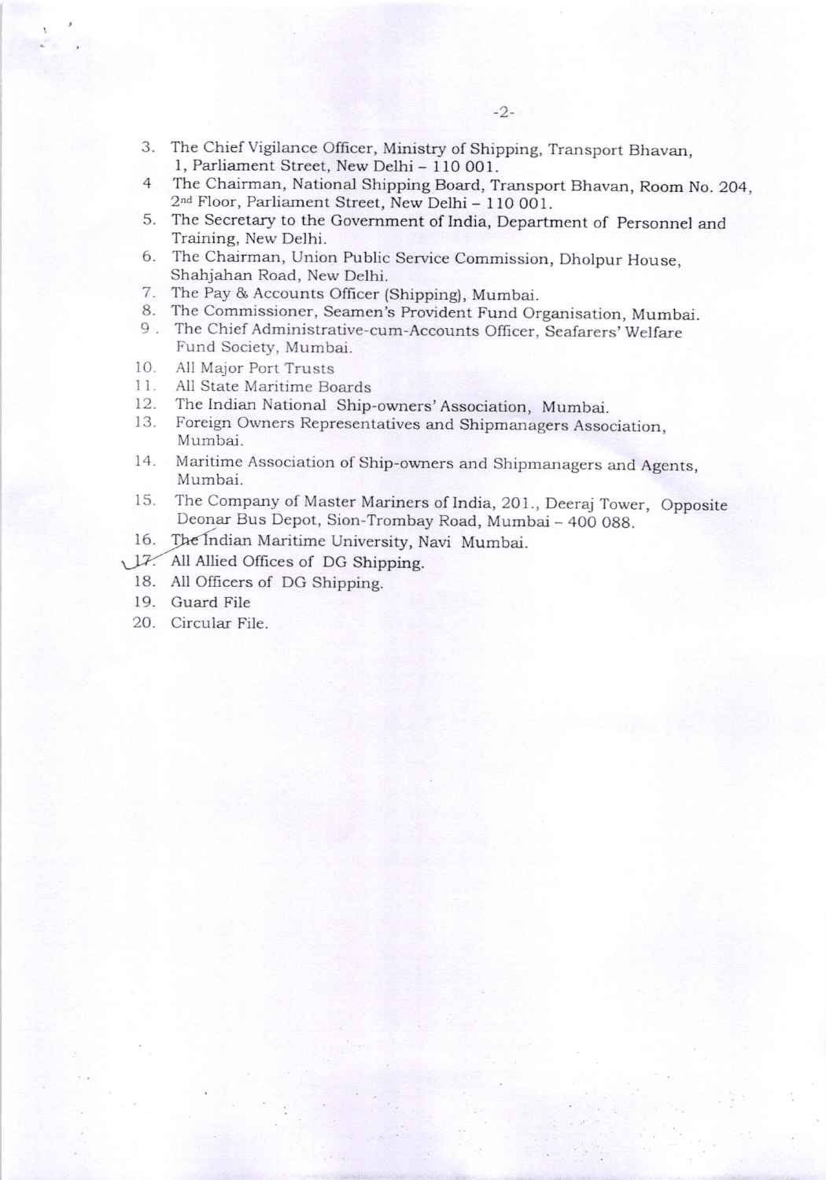3. The Chief Vigilance Officer, Ministry of Shipping, Transport Bhavan, 1, Parliament Street, New Delhi – 110 001.
4. The Chairman, National Shipping Board, Transport Bhavan, Room No. 204, 2nd Floor, Parliament Street, New Delhi – 110 001.
5. The Secretary to the Government of India, Department of Personnel and Training, New Delhi.
6. The Chairman, Union Public Service Commission, Dholpur House, Shahjahan Road, New Delhi.
7. The Pay & Accounts Officer (Shipping), Mumbai.
8. The Commissioner, Seamen's Provident Fund Organisation, Mumbai.
9. The Chief Administrative-cum-Accounts Officer, Seafarers' Welfare Fund Society, Mumbai.
10. All Major Port Trusts
11. All State Maritime Boards
12. The Indian National Ship-owners' Association, Mumbai.
13. Foreign Owners Representatives and Shipmanagers Association, Mumbai.
14. Maritime Association of Ship-owners and Shipmanagers and Agents, Mumbai.
15. The Company of Master Mariners of India, 201., Deeraj Tower, Opposite Deonar Bus Depot, Sion-Trombay Road, Mumbai – 400 088.
16. The Indian Maritime University, Navi Mumbai.
17. All Allied Offices of DG Shipping.
18. All Officers of DG Shipping.
19. Guard File
20. Circular File.